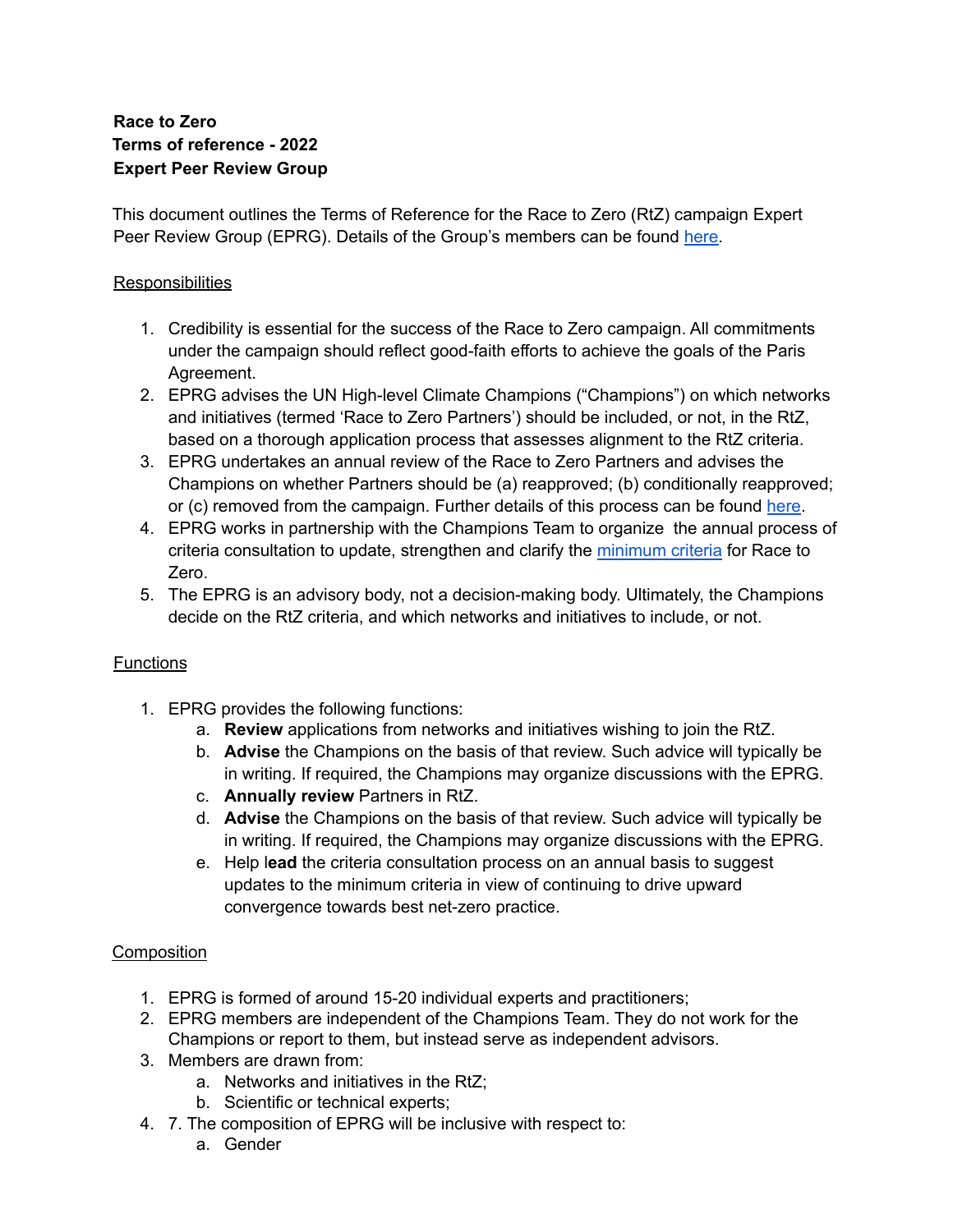**Race to Zero**
**Terms of reference - 2022**
**Expert Peer Review Group**

This document outlines the Terms of Reference for the Race to Zero (RtZ) campaign Expert Peer Review Group (EPRG). Details of the Group's members can be found [here](#).

## Responsibilities

1. Credibility is essential for the success of the Race to Zero campaign. All commitments under the campaign should reflect good-faith efforts to achieve the goals of the Paris Agreement.
2. EPRG advises the UN High-level Climate Champions ("Champions") on which networks and initiatives (termed 'Race to Zero Partners') should be included, or not, in the RtZ, based on a thorough application process that assesses alignment to the RtZ criteria.
3. EPRG undertakes an annual review of the Race to Zero Partners and advises the Champions on whether Partners should be (a) reapproved; (b) conditionally reapproved; or (c) removed from the campaign. Further details of this process can be found [here](#).
4. EPRG works in partnership with the Champions Team to organize the annual process of criteria consultation to update, strengthen and clarify the [minimum criteria](#) for Race to Zero.
5. The EPRG is an advisory body, not a decision-making body. Ultimately, the Champions decide on the RtZ criteria, and which networks and initiatives to include, or not.

## Functions

1. EPRG provides the following functions:
   a. **Review** applications from networks and initiatives wishing to join the RtZ.
   b. **Advise** the Champions on the basis of that review. Such advice will typically be in writing. If required, the Champions may organize discussions with the EPRG.
   c. **Annually review** Partners in RtZ.
   d. **Advise** the Champions on the basis of that review. Such advice will typically be in writing. If required, the Champions may organize discussions with the EPRG.
   e. Help l**ead** the criteria consultation process on an annual basis to suggest updates to the minimum criteria in view of continuing to drive upward convergence towards best net-zero practice.

## Composition

1. EPRG is formed of around 15-20 individual experts and practitioners;
2. EPRG members are independent of the Champions Team. They do not work for the Champions or report to them, but instead serve as independent advisors.
3. Members are drawn from:
   a. Networks and initiatives in the RtZ;
   b. Scientific or technical experts;
4. 7. The composition of EPRG will be inclusive with respect to:
   a. Gender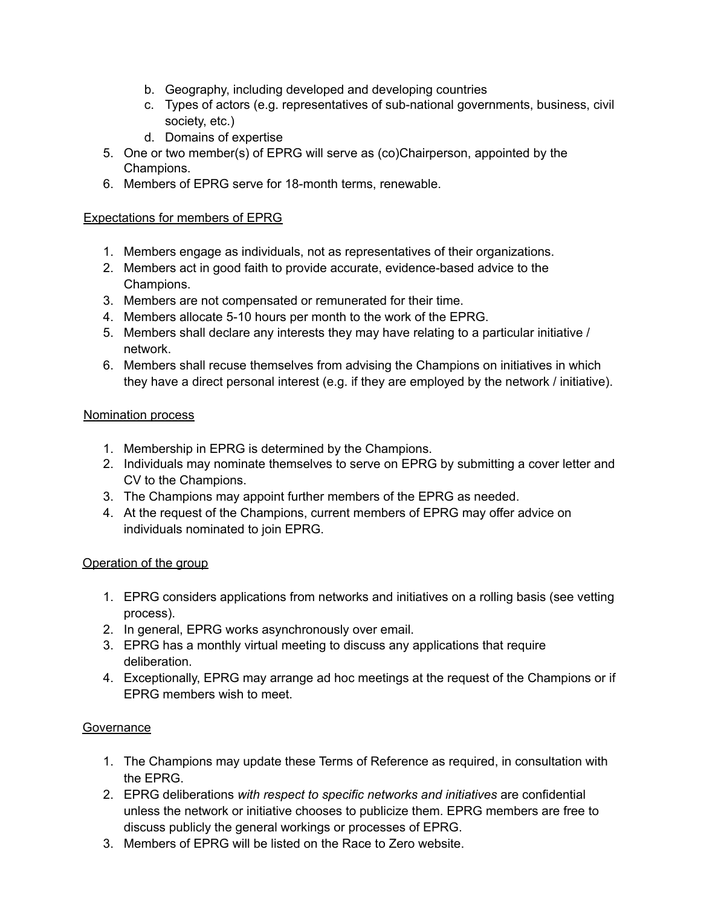b. Geography, including developed and developing countries
   c. Types of actors (e.g. representatives of sub-national governments, business, civil society, etc.)
   d. Domains of expertise
5. One or two member(s) of EPRG will serve as (co)Chairperson, appointed by the Champions.
6. Members of EPRG serve for 18-month terms, renewable.

<u>Expectations for members of EPRG</u>

1. Members engage as individuals, not as representatives of their organizations.
2. Members act in good faith to provide accurate, evidence-based advice to the Champions.
3. Members are not compensated or remunerated for their time.
4. Members allocate 5-10 hours per month to the work of the EPRG.
5. Members shall declare any interests they may have relating to a particular initiative / network.
6. Members shall recuse themselves from advising the Champions on initiatives in which they have a direct personal interest (e.g. if they are employed by the network / initiative).

<u>Nomination process</u>

1. Membership in EPRG is determined by the Champions.
2. Individuals may nominate themselves to serve on EPRG by submitting a cover letter and CV to the Champions.
3. The Champions may appoint further members of the EPRG as needed.
4. At the request of the Champions, current members of EPRG may offer advice on individuals nominated to join EPRG.

<u>Operation of the group</u>

1. EPRG considers applications from networks and initiatives on a rolling basis (see vetting process).
2. In general, EPRG works asynchronously over email.
3. EPRG has a monthly virtual meeting to discuss any applications that require deliberation.
4. Exceptionally, EPRG may arrange ad hoc meetings at the request of the Champions or if EPRG members wish to meet.

<u>Governance</u>

1. The Champions may update these Terms of Reference as required, in consultation with the EPRG.
2. EPRG deliberations *with respect to specific networks and initiatives* are confidential unless the network or initiative chooses to publicize them. EPRG members are free to discuss publicly the general workings or processes of EPRG.
3. Members of EPRG will be listed on the Race to Zero website.